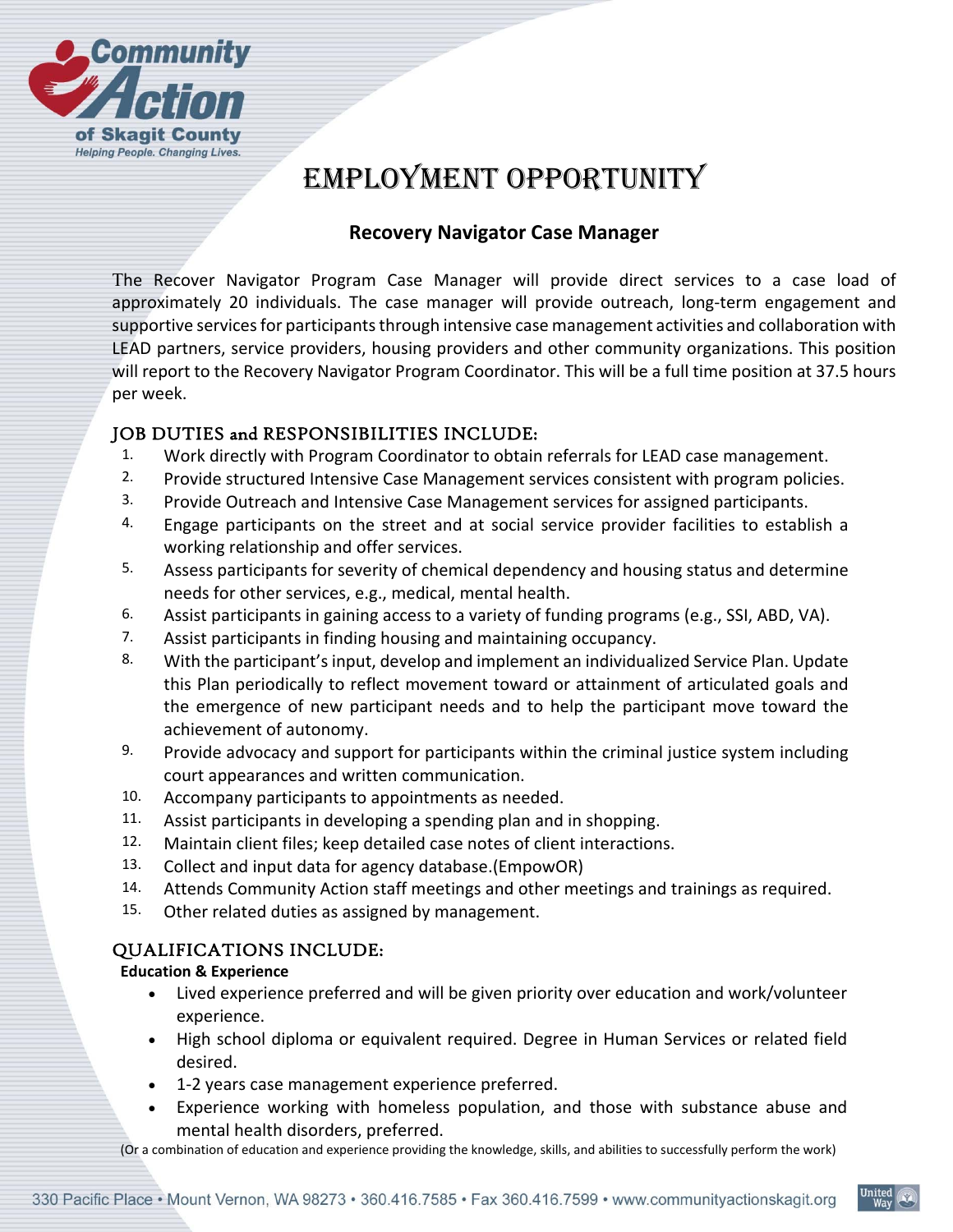Community Action of Skagit County
*Helping People. Changing Lives.*

# EMPLOYMENT OPPORTUNITY

## Recovery Navigator Case Manager

The Recover Navigator Program Case Manager will provide direct services to a case load of approximately 20 individuals. The case manager will provide outreach, long-term engagement and supportive services for participants through intensive case management activities and collaboration with LEAD partners, service providers, housing providers and other community organizations. This position will report to the Recovery Navigator Program Coordinator. This will be a full time position at 37.5 hours per week.

### JOB DUTIES and RESPONSIBILITIES INCLUDE:

1. Work directly with Program Coordinator to obtain referrals for LEAD case management.
2. Provide structured Intensive Case Management services consistent with program policies.
3. Provide Outreach and Intensive Case Management services for assigned participants.
4. Engage participants on the street and at social service provider facilities to establish a working relationship and offer services.
5. Assess participants for severity of chemical dependency and housing status and determine needs for other services, e.g., medical, mental health.
6. Assist participants in gaining access to a variety of funding programs (e.g., SSI, ABD, VA).
7. Assist participants in finding housing and maintaining occupancy.
8. With the participant's input, develop and implement an individualized Service Plan. Update this Plan periodically to reflect movement toward or attainment of articulated goals and the emergence of new participant needs and to help the participant move toward the achievement of autonomy.
9. Provide advocacy and support for participants within the criminal justice system including court appearances and written communication.
10. Accompany participants to appointments as needed.
11. Assist participants in developing a spending plan and in shopping.
12. Maintain client files; keep detailed case notes of client interactions.
13. Collect and input data for agency database.(EmpowOR)
14. Attends Community Action staff meetings and other meetings and trainings as required.
15. Other related duties as assigned by management.

### QUALIFICATIONS INCLUDE:

**Education & Experience**

- Lived experience preferred and will be given priority over education and work/volunteer experience.
- High school diploma or equivalent required. Degree in Human Services or related field desired.
- 1-2 years case management experience preferred.
- Experience working with homeless population, and those with substance abuse and mental health disorders, preferred.

(Or a combination of education and experience providing the knowledge, skills, and abilities to successfully perform the work)

330 Pacific Place • Mount Vernon, WA 98273 • 360.416.7585 • Fax 360.416.7599 • www.communityactionskagit.org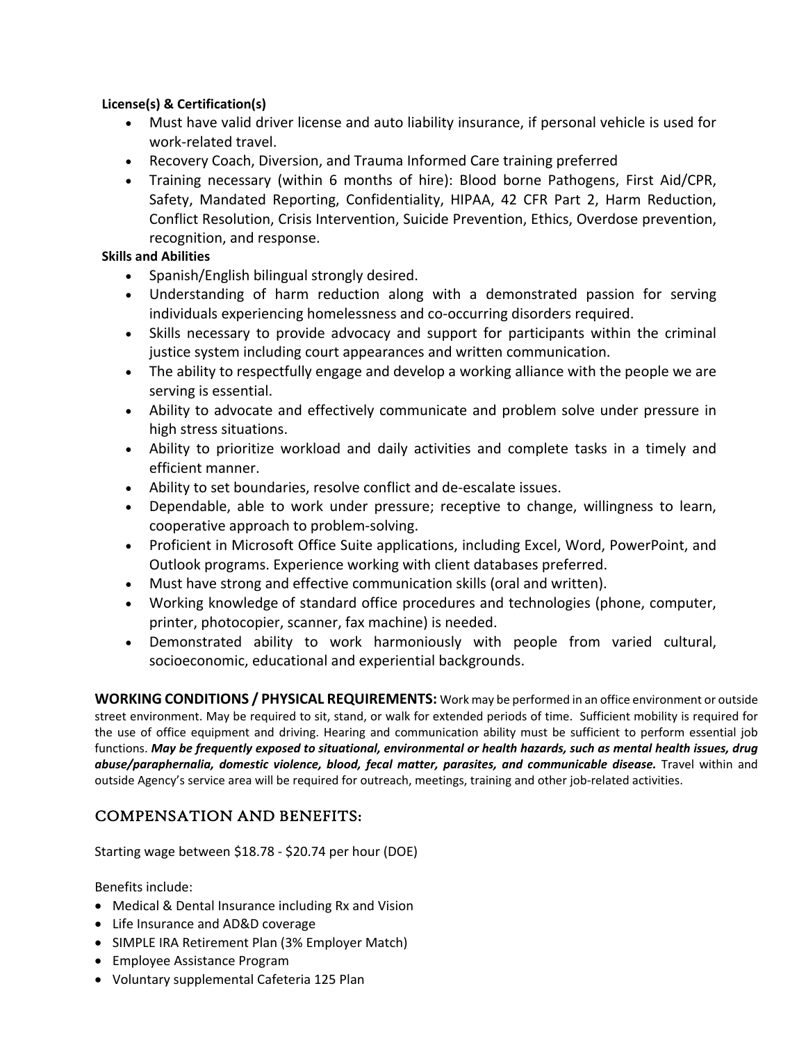**License(s) & Certification(s)**

- Must have valid driver license and auto liability insurance, if personal vehicle is used for work-related travel.
- Recovery Coach, Diversion, and Trauma Informed Care training preferred
- Training necessary (within 6 months of hire): Blood borne Pathogens, First Aid/CPR, Safety, Mandated Reporting, Confidentiality, HIPAA, 42 CFR Part 2, Harm Reduction, Conflict Resolution, Crisis Intervention, Suicide Prevention, Ethics, Overdose prevention, recognition, and response.

**Skills and Abilities**

- Spanish/English bilingual strongly desired.
- Understanding of harm reduction along with a demonstrated passion for serving individuals experiencing homelessness and co-occurring disorders required.
- Skills necessary to provide advocacy and support for participants within the criminal justice system including court appearances and written communication.
- The ability to respectfully engage and develop a working alliance with the people we are serving is essential.
- Ability to advocate and effectively communicate and problem solve under pressure in high stress situations.
- Ability to prioritize workload and daily activities and complete tasks in a timely and efficient manner.
- Ability to set boundaries, resolve conflict and de-escalate issues.
- Dependable, able to work under pressure; receptive to change, willingness to learn, cooperative approach to problem-solving.
- Proficient in Microsoft Office Suite applications, including Excel, Word, PowerPoint, and Outlook programs. Experience working with client databases preferred.
- Must have strong and effective communication skills (oral and written).
- Working knowledge of standard office procedures and technologies (phone, computer, printer, photocopier, scanner, fax machine) is needed.
- Demonstrated ability to work harmoniously with people from varied cultural, socioeconomic, educational and experiential backgrounds.

**WORKING CONDITIONS / PHYSICAL REQUIREMENTS:** Work may be performed in an office environment or outside street environment. May be required to sit, stand, or walk for extended periods of time. Sufficient mobility is required for the use of office equipment and driving. Hearing and communication ability must be sufficient to perform essential job functions. ***May be frequently exposed to situational, environmental or health hazards, such as mental health issues, drug abuse/paraphernalia, domestic violence, blood, fecal matter, parasites, and communicable disease.*** Travel within and outside Agency's service area will be required for outreach, meetings, training and other job-related activities.

## COMPENSATION AND BENEFITS:

Starting wage between $18.78 - $20.74 per hour (DOE)

Benefits include:

- Medical & Dental Insurance including Rx and Vision
- Life Insurance and AD&D coverage
- SIMPLE IRA Retirement Plan (3% Employer Match)
- Employee Assistance Program
- Voluntary supplemental Cafeteria 125 Plan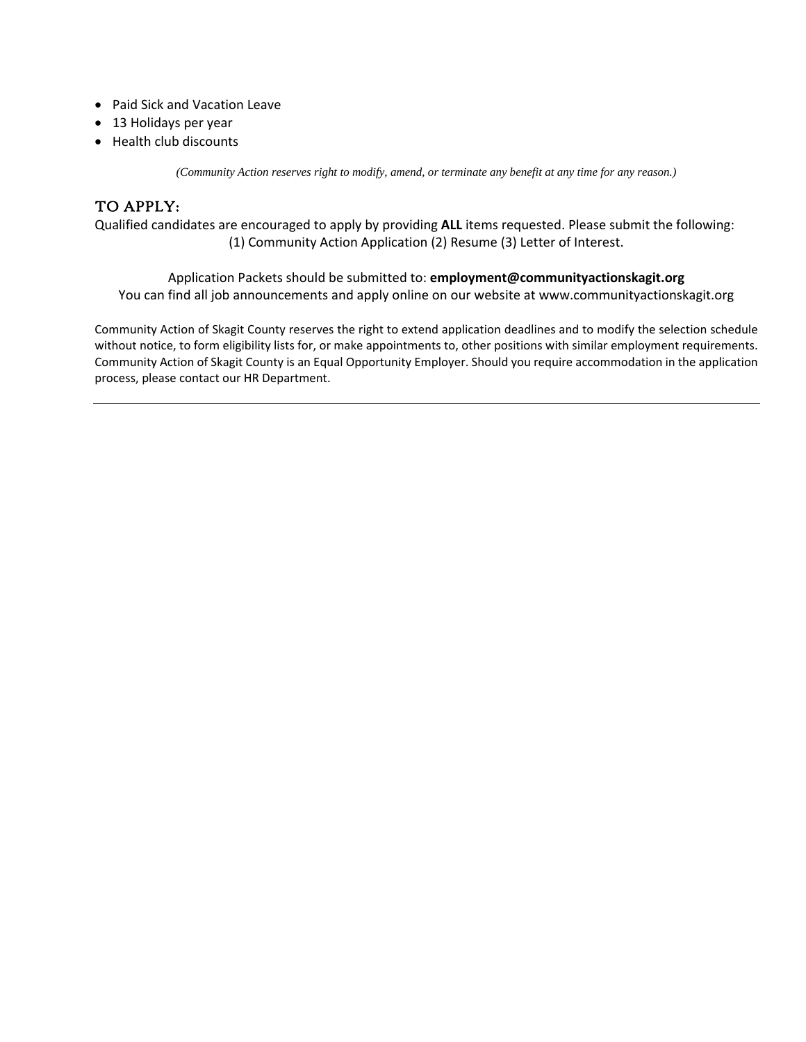- Paid Sick and Vacation Leave
- 13 Holidays per year
- Health club discounts

*(Community Action reserves right to modify, amend, or terminate any benefit at any time for any reason.)*

## TO APPLY:

Qualified candidates are encouraged to apply by providing **ALL** items requested. Please submit the following: (1) Community Action Application (2) Resume (3) Letter of Interest.

Application Packets should be submitted to: **employment@communityactionskagit.org**
You can find all job announcements and apply online on our website at www.communityactionskagit.org

Community Action of Skagit County reserves the right to extend application deadlines and to modify the selection schedule without notice, to form eligibility lists for, or make appointments to, other positions with similar employment requirements. Community Action of Skagit County is an Equal Opportunity Employer. Should you require accommodation in the application process, please contact our HR Department.